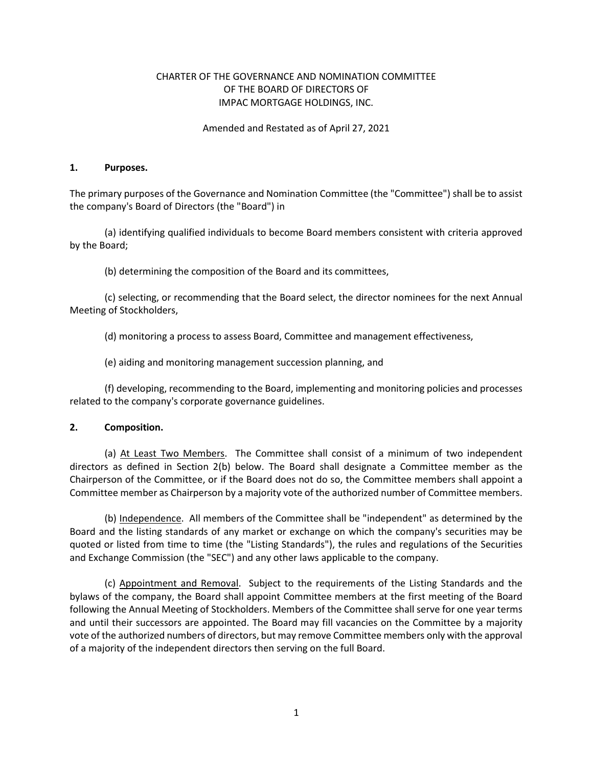# CHARTER OF THE GOVERNANCE AND NOMINATION COMMITTEE OF THE BOARD OF DIRECTORS OF IMPAC MORTGAGE HOLDINGS, INC.

Amended and Restated as of April 27, 2021

## 1. Purposes.

The primary purposes of the Governance and Nomination Committee (the "Committee") shall be to assist the company's Board of Directors (the "Board") in

(a) identifying qualified individuals to become Board members consistent with criteria approved by the Board;

(b) determining the composition of the Board and its committees,

(c) selecting, or recommending that the Board select, the director nominees for the next Annual Meeting of Stockholders,

(d) monitoring a process to assess Board, Committee and management effectiveness,

(e) aiding and monitoring management succession planning, and

(f) developing, recommending to the Board, implementing and monitoring policies and processes related to the company's corporate governance guidelines.

## 2. Composition.

(a) At Least Two Members. The Committee shall consist of a minimum of two independent directors as defined in Section 2(b) below. The Board shall designate a Committee member as the Chairperson of the Committee, or if the Board does not do so, the Committee members shall appoint a Committee member as Chairperson by a majority vote of the authorized number of Committee members.

(b) Independence. All members of the Committee shall be "independent" as determined by the Board and the listing standards of any market or exchange on which the company's securities may be quoted or listed from time to time (the "Listing Standards"), the rules and regulations of the Securities and Exchange Commission (the "SEC") and any other laws applicable to the company.

(c) Appointment and Removal. Subject to the requirements of the Listing Standards and the bylaws of the company, the Board shall appoint Committee members at the first meeting of the Board following the Annual Meeting of Stockholders. Members of the Committee shall serve for one year terms and until their successors are appointed. The Board may fill vacancies on the Committee by a majority vote of the authorized numbers of directors, but may remove Committee members only with the approval of a majority of the independent directors then serving on the full Board.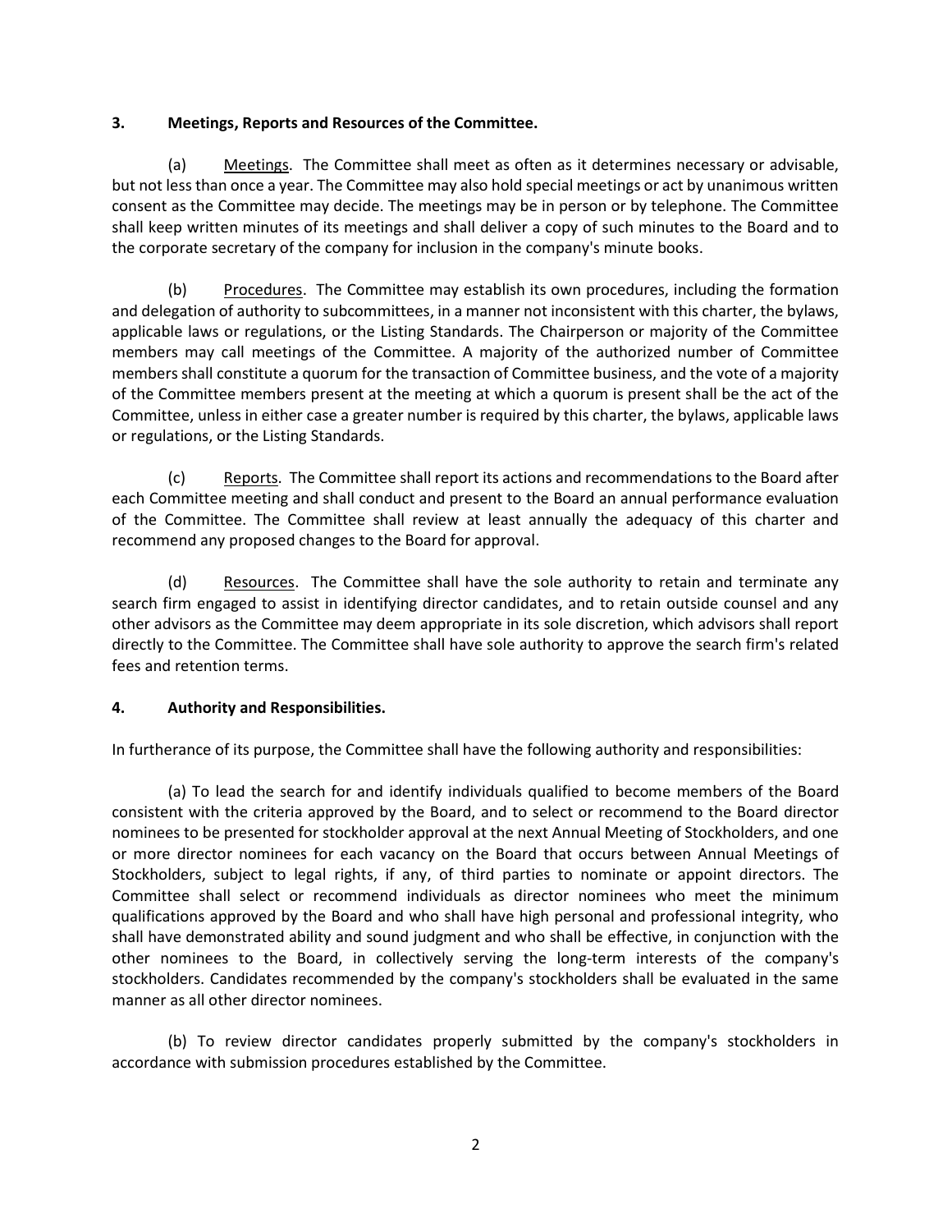## 3. Meetings, Reports and Resources of the Committee.

(a) Meetings. The Committee shall meet as often as it determines necessary or advisable, but not less than once a year. The Committee may also hold special meetings or act by unanimous written consent as the Committee may decide. The meetings may be in person or by telephone. The Committee shall keep written minutes of its meetings and shall deliver a copy of such minutes to the Board and to the corporate secretary of the company for inclusion in the company's minute books.

(b) Procedures. The Committee may establish its own procedures, including the formation and delegation of authority to subcommittees, in a manner not inconsistent with this charter, the bylaws, applicable laws or regulations, or the Listing Standards. The Chairperson or majority of the Committee members may call meetings of the Committee. A majority of the authorized number of Committee members shall constitute a quorum for the transaction of Committee business, and the vote of a majority of the Committee members present at the meeting at which a quorum is present shall be the act of the Committee, unless in either case a greater number is required by this charter, the bylaws, applicable laws or regulations, or the Listing Standards.

(c) Reports. The Committee shall report its actions and recommendations to the Board after each Committee meeting and shall conduct and present to the Board an annual performance evaluation of the Committee. The Committee shall review at least annually the adequacy of this charter and recommend any proposed changes to the Board for approval.

(d) Resources. The Committee shall have the sole authority to retain and terminate any search firm engaged to assist in identifying director candidates, and to retain outside counsel and any other advisors as the Committee may deem appropriate in its sole discretion, which advisors shall report directly to the Committee. The Committee shall have sole authority to approve the search firm's related fees and retention terms.

## 4. Authority and Responsibilities.

In furtherance of its purpose, the Committee shall have the following authority and responsibilities:

(a) To lead the search for and identify individuals qualified to become members of the Board consistent with the criteria approved by the Board, and to select or recommend to the Board director nominees to be presented for stockholder approval at the next Annual Meeting of Stockholders, and one or more director nominees for each vacancy on the Board that occurs between Annual Meetings of Stockholders, subject to legal rights, if any, of third parties to nominate or appoint directors. The Committee shall select or recommend individuals as director nominees who meet the minimum qualifications approved by the Board and who shall have high personal and professional integrity, who shall have demonstrated ability and sound judgment and who shall be effective, in conjunction with the other nominees to the Board, in collectively serving the long-term interests of the company's stockholders. Candidates recommended by the company's stockholders shall be evaluated in the same manner as all other director nominees.

(b) To review director candidates properly submitted by the company's stockholders in accordance with submission procedures established by the Committee.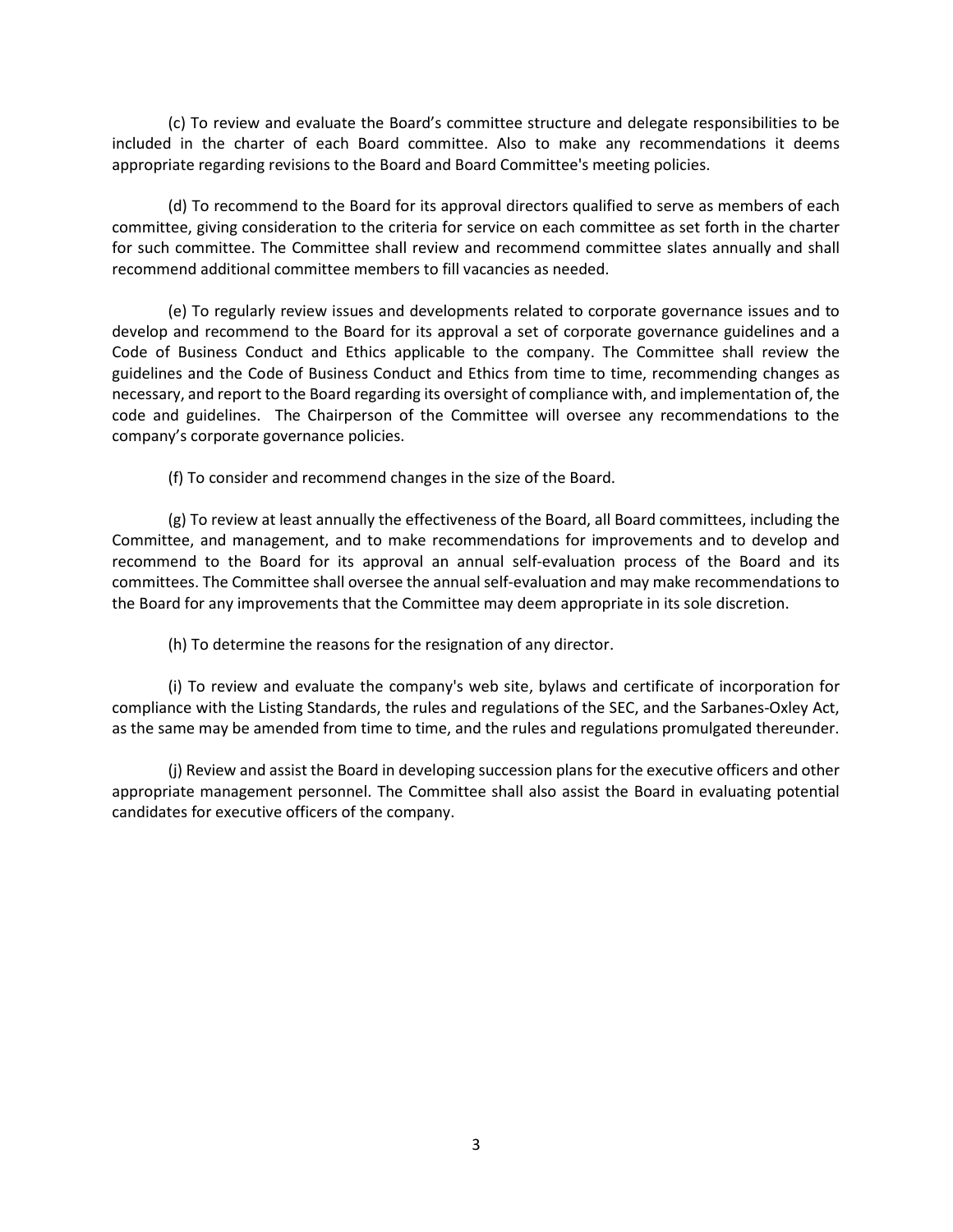(c) To review and evaluate the Board's committee structure and delegate responsibilities to be included in the charter of each Board committee. Also to make any recommendations it deems appropriate regarding revisions to the Board and Board Committee's meeting policies.

(d) To recommend to the Board for its approval directors qualified to serve as members of each committee, giving consideration to the criteria for service on each committee as set forth in the charter for such committee. The Committee shall review and recommend committee slates annually and shall recommend additional committee members to fill vacancies as needed.

(e) To regularly review issues and developments related to corporate governance issues and to develop and recommend to the Board for its approval a set of corporate governance guidelines and a Code of Business Conduct and Ethics applicable to the company. The Committee shall review the guidelines and the Code of Business Conduct and Ethics from time to time, recommending changes as necessary, and report to the Board regarding its oversight of compliance with, and implementation of, the code and guidelines. The Chairperson of the Committee will oversee any recommendations to the company's corporate governance policies.

(f) To consider and recommend changes in the size of the Board.

(g) To review at least annually the effectiveness of the Board, all Board committees, including the Committee, and management, and to make recommendations for improvements and to develop and recommend to the Board for its approval an annual self-evaluation process of the Board and its committees. The Committee shall oversee the annual self-evaluation and may make recommendations to the Board for any improvements that the Committee may deem appropriate in its sole discretion.

(h) To determine the reasons for the resignation of any director.

(i) To review and evaluate the company's web site, bylaws and certificate of incorporation for compliance with the Listing Standards, the rules and regulations of the SEC, and the Sarbanes-Oxley Act, as the same may be amended from time to time, and the rules and regulations promulgated thereunder.

(j) Review and assist the Board in developing succession plans for the executive officers and other appropriate management personnel. The Committee shall also assist the Board in evaluating potential candidates for executive officers of the company.